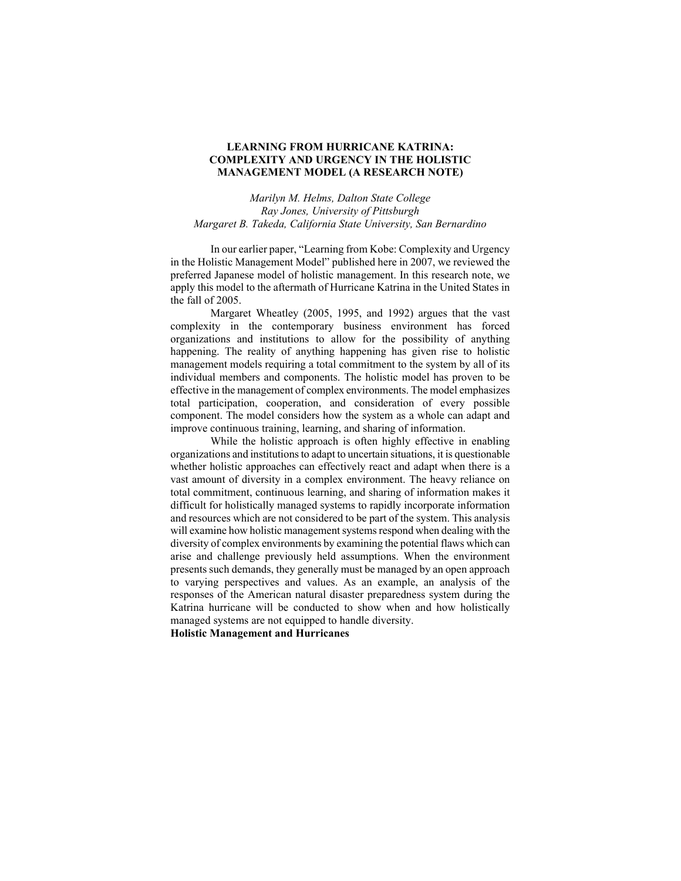# LEARNING FROM HURRICANE KATRINA: COMPLEXITY AND URGENCY IN THE HOLISTIC MANAGEMENT MODEL (A RESEARCH NOTE)

*Marilyn M. Helms, Dalton State College*
*Ray Jones, University of Pittsburgh*
*Margaret B. Takeda, California State University, San Bernardino*

In our earlier paper, "Learning from Kobe: Complexity and Urgency in the Holistic Management Model" published here in 2007, we reviewed the preferred Japanese model of holistic management. In this research note, we apply this model to the aftermath of Hurricane Katrina in the United States in the fall of 2005.

Margaret Wheatley (2005, 1995, and 1992) argues that the vast complexity in the contemporary business environment has forced organizations and institutions to allow for the possibility of anything happening. The reality of anything happening has given rise to holistic management models requiring a total commitment to the system by all of its individual members and components. The holistic model has proven to be effective in the management of complex environments. The model emphasizes total participation, cooperation, and consideration of every possible component. The model considers how the system as a whole can adapt and improve continuous training, learning, and sharing of information.

While the holistic approach is often highly effective in enabling organizations and institutions to adapt to uncertain situations, it is questionable whether holistic approaches can effectively react and adapt when there is a vast amount of diversity in a complex environment. The heavy reliance on total commitment, continuous learning, and sharing of information makes it difficult for holistically managed systems to rapidly incorporate information and resources which are not considered to be part of the system. This analysis will examine how holistic management systems respond when dealing with the diversity of complex environments by examining the potential flaws which can arise and challenge previously held assumptions. When the environment presents such demands, they generally must be managed by an open approach to varying perspectives and values. As an example, an analysis of the responses of the American natural disaster preparedness system during the Katrina hurricane will be conducted to show when and how holistically managed systems are not equipped to handle diversity.

## Holistic Management and Hurricanes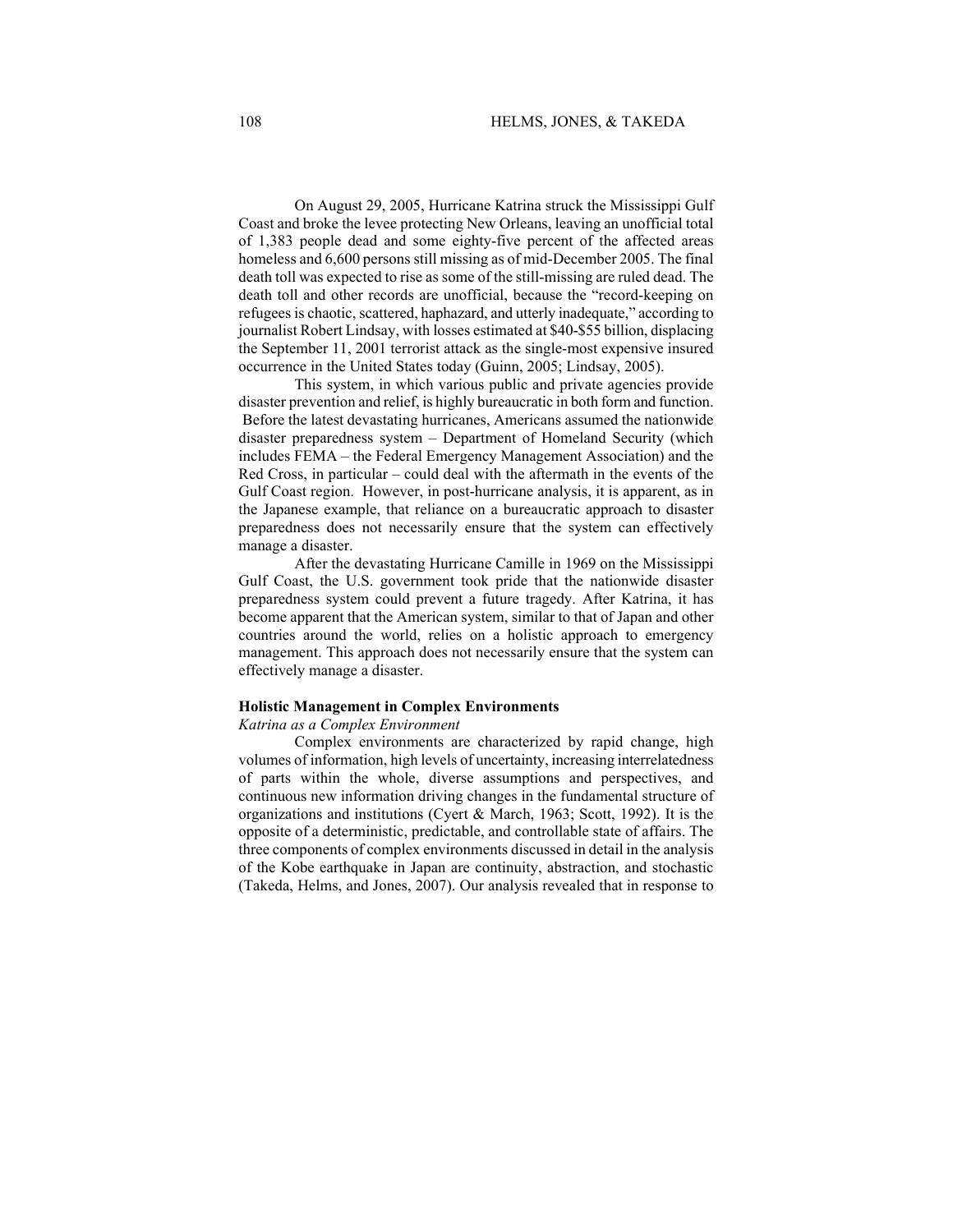On August 29, 2005, Hurricane Katrina struck the Mississippi Gulf Coast and broke the levee protecting New Orleans, leaving an unofficial total of 1,383 people dead and some eighty-five percent of the affected areas homeless and 6,600 persons still missing as of mid-December 2005. The final death toll was expected to rise as some of the still-missing are ruled dead. The death toll and other records are unofficial, because the "record-keeping on refugees is chaotic, scattered, haphazard, and utterly inadequate," according to journalist Robert Lindsay, with losses estimated at $40-$55 billion, displacing the September 11, 2001 terrorist attack as the single-most expensive insured occurrence in the United States today (Guinn, 2005; Lindsay, 2005).

This system, in which various public and private agencies provide disaster prevention and relief, is highly bureaucratic in both form and function. Before the latest devastating hurricanes, Americans assumed the nationwide disaster preparedness system – Department of Homeland Security (which includes FEMA – the Federal Emergency Management Association) and the Red Cross, in particular – could deal with the aftermath in the events of the Gulf Coast region. However, in post-hurricane analysis, it is apparent, as in the Japanese example, that reliance on a bureaucratic approach to disaster preparedness does not necessarily ensure that the system can effectively manage a disaster.

After the devastating Hurricane Camille in 1969 on the Mississippi Gulf Coast, the U.S. government took pride that the nationwide disaster preparedness system could prevent a future tragedy. After Katrina, it has become apparent that the American system, similar to that of Japan and other countries around the world, relies on a holistic approach to emergency management. This approach does not necessarily ensure that the system can effectively manage a disaster.

**Holistic Management in Complex Environments**

*Katrina as a Complex Environment*

Complex environments are characterized by rapid change, high volumes of information, high levels of uncertainty, increasing interrelatedness of parts within the whole, diverse assumptions and perspectives, and continuous new information driving changes in the fundamental structure of organizations and institutions (Cyert & March, 1963; Scott, 1992). It is the opposite of a deterministic, predictable, and controllable state of affairs. The three components of complex environments discussed in detail in the analysis of the Kobe earthquake in Japan are continuity, abstraction, and stochastic (Takeda, Helms, and Jones, 2007). Our analysis revealed that in response to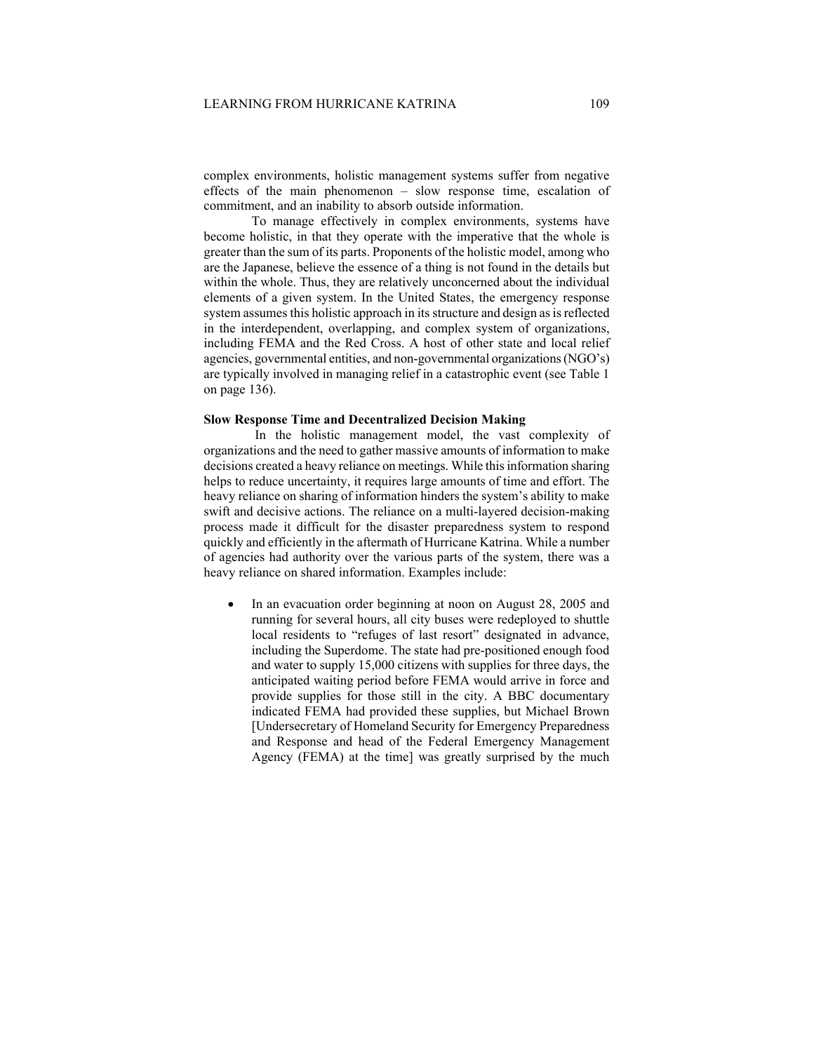complex environments, holistic management systems suffer from negative effects of the main phenomenon – slow response time, escalation of commitment, and an inability to absorb outside information.

To manage effectively in complex environments, systems have become holistic, in that they operate with the imperative that the whole is greater than the sum of its parts. Proponents of the holistic model, among who are the Japanese, believe the essence of a thing is not found in the details but within the whole. Thus, they are relatively unconcerned about the individual elements of a given system. In the United States, the emergency response system assumes this holistic approach in its structure and design as is reflected in the interdependent, overlapping, and complex system of organizations, including FEMA and the Red Cross. A host of other state and local relief agencies, governmental entities, and non-governmental organizations (NGO's) are typically involved in managing relief in a catastrophic event (see Table 1 on page 136).

**Slow Response Time and Decentralized Decision Making**

In the holistic management model, the vast complexity of organizations and the need to gather massive amounts of information to make decisions created a heavy reliance on meetings. While this information sharing helps to reduce uncertainty, it requires large amounts of time and effort. The heavy reliance on sharing of information hinders the system's ability to make swift and decisive actions. The reliance on a multi-layered decision-making process made it difficult for the disaster preparedness system to respond quickly and efficiently in the aftermath of Hurricane Katrina. While a number of agencies had authority over the various parts of the system, there was a heavy reliance on shared information. Examples include:

- In an evacuation order beginning at noon on August 28, 2005 and running for several hours, all city buses were redeployed to shuttle local residents to "refuges of last resort" designated in advance, including the Superdome. The state had pre-positioned enough food and water to supply 15,000 citizens with supplies for three days, the anticipated waiting period before FEMA would arrive in force and provide supplies for those still in the city. A BBC documentary indicated FEMA had provided these supplies, but Michael Brown [Undersecretary of Homeland Security for Emergency Preparedness and Response and head of the Federal Emergency Management Agency (FEMA) at the time] was greatly surprised by the much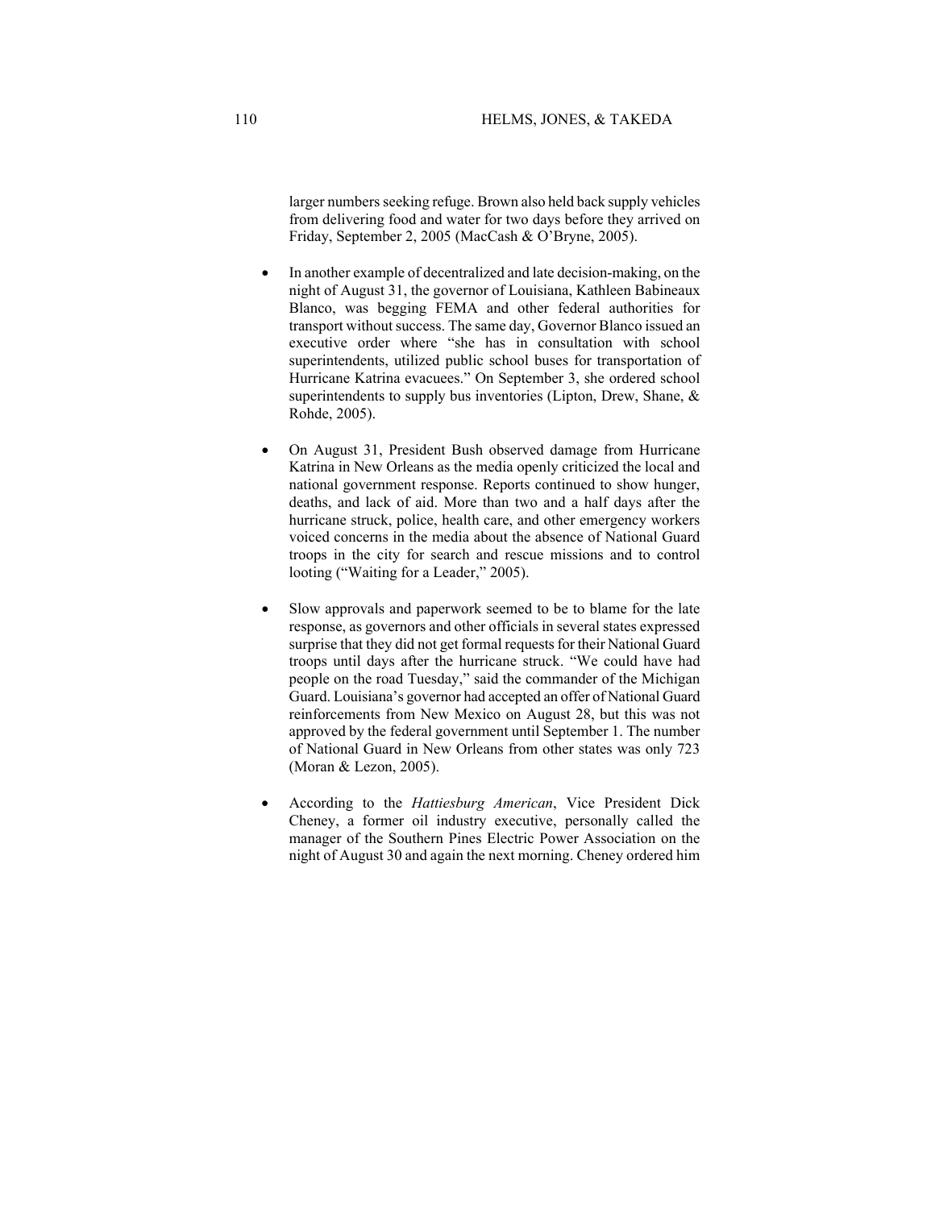larger numbers seeking refuge. Brown also held back supply vehicles from delivering food and water for two days before they arrived on Friday, September 2, 2005 (MacCash & O'Bryne, 2005).

- In another example of decentralized and late decision-making, on the night of August 31, the governor of Louisiana, Kathleen Babineaux Blanco, was begging FEMA and other federal authorities for transport without success. The same day, Governor Blanco issued an executive order where "she has in consultation with school superintendents, utilized public school buses for transportation of Hurricane Katrina evacuees." On September 3, she ordered school superintendents to supply bus inventories (Lipton, Drew, Shane, & Rohde, 2005).

- On August 31, President Bush observed damage from Hurricane Katrina in New Orleans as the media openly criticized the local and national government response. Reports continued to show hunger, deaths, and lack of aid. More than two and a half days after the hurricane struck, police, health care, and other emergency workers voiced concerns in the media about the absence of National Guard troops in the city for search and rescue missions and to control looting ("Waiting for a Leader," 2005).

- Slow approvals and paperwork seemed to be to blame for the late response, as governors and other officials in several states expressed surprise that they did not get formal requests for their National Guard troops until days after the hurricane struck. "We could have had people on the road Tuesday," said the commander of the Michigan Guard. Louisiana's governor had accepted an offer of National Guard reinforcements from New Mexico on August 28, but this was not approved by the federal government until September 1. The number of National Guard in New Orleans from other states was only 723 (Moran & Lezon, 2005).

- According to the *Hattiesburg American*, Vice President Dick Cheney, a former oil industry executive, personally called the manager of the Southern Pines Electric Power Association on the night of August 30 and again the next morning. Cheney ordered him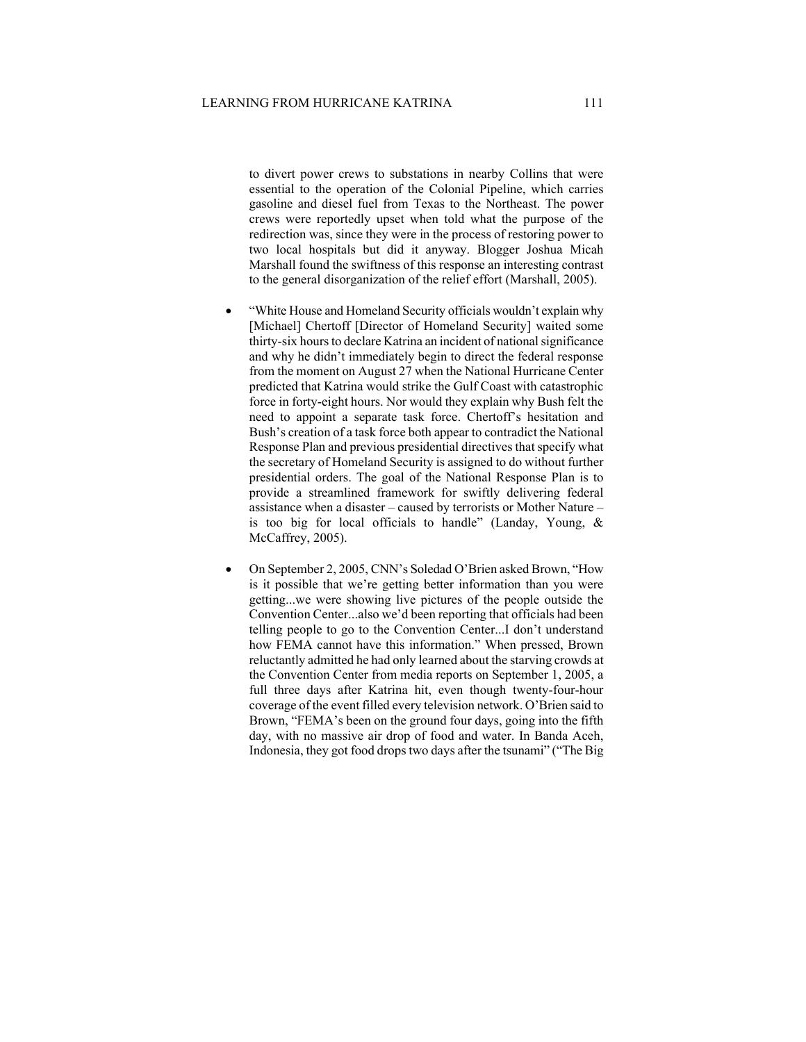to divert power crews to substations in nearby Collins that were essential to the operation of the Colonial Pipeline, which carries gasoline and diesel fuel from Texas to the Northeast. The power crews were reportedly upset when told what the purpose of the redirection was, since they were in the process of restoring power to two local hospitals but did it anyway. Blogger Joshua Micah Marshall found the swiftness of this response an interesting contrast to the general disorganization of the relief effort (Marshall, 2005).

- "White House and Homeland Security officials wouldn't explain why [Michael] Chertoff [Director of Homeland Security] waited some thirty-six hours to declare Katrina an incident of national significance and why he didn't immediately begin to direct the federal response from the moment on August 27 when the National Hurricane Center predicted that Katrina would strike the Gulf Coast with catastrophic force in forty-eight hours. Nor would they explain why Bush felt the need to appoint a separate task force. Chertoff's hesitation and Bush's creation of a task force both appear to contradict the National Response Plan and previous presidential directives that specify what the secretary of Homeland Security is assigned to do without further presidential orders. The goal of the National Response Plan is to provide a streamlined framework for swiftly delivering federal assistance when a disaster – caused by terrorists or Mother Nature – is too big for local officials to handle" (Landay, Young, & McCaffrey, 2005).

- On September 2, 2005, CNN's Soledad O'Brien asked Brown, "How is it possible that we're getting better information than you were getting...we were showing live pictures of the people outside the Convention Center...also we'd been reporting that officials had been telling people to go to the Convention Center...I don't understand how FEMA cannot have this information." When pressed, Brown reluctantly admitted he had only learned about the starving crowds at the Convention Center from media reports on September 1, 2005, a full three days after Katrina hit, even though twenty-four-hour coverage of the event filled every television network. O'Brien said to Brown, "FEMA's been on the ground four days, going into the fifth day, with no massive air drop of food and water. In Banda Aceh, Indonesia, they got food drops two days after the tsunami" ("The Big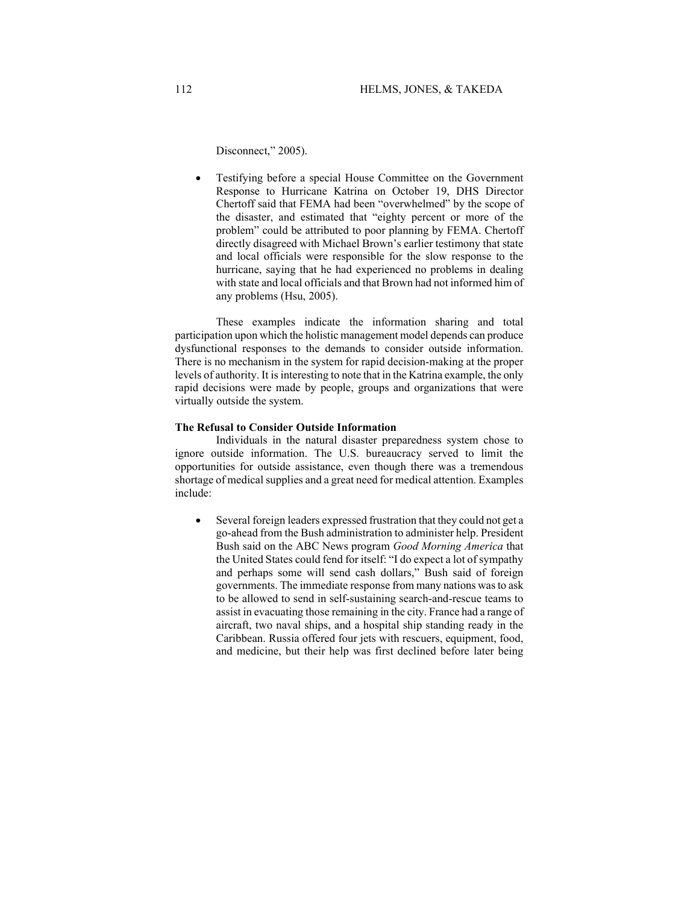Disconnect," 2005).

- Testifying before a special House Committee on the Government Response to Hurricane Katrina on October 19, DHS Director Chertoff said that FEMA had been "overwhelmed" by the scope of the disaster, and estimated that "eighty percent or more of the problem" could be attributed to poor planning by FEMA. Chertoff directly disagreed with Michael Brown's earlier testimony that state and local officials were responsible for the slow response to the hurricane, saying that he had experienced no problems in dealing with state and local officials and that Brown had not informed him of any problems (Hsu, 2005).

These examples indicate the information sharing and total participation upon which the holistic management model depends can produce dysfunctional responses to the demands to consider outside information. There is no mechanism in the system for rapid decision-making at the proper levels of authority. It is interesting to note that in the Katrina example, the only rapid decisions were made by people, groups and organizations that were virtually outside the system.

**The Refusal to Consider Outside Information**

Individuals in the natural disaster preparedness system chose to ignore outside information. The U.S. bureaucracy served to limit the opportunities for outside assistance, even though there was a tremendous shortage of medical supplies and a great need for medical attention. Examples include:

- Several foreign leaders expressed frustration that they could not get a go-ahead from the Bush administration to administer help. President Bush said on the ABC News program *Good Morning America* that the United States could fend for itself: "I do expect a lot of sympathy and perhaps some will send cash dollars," Bush said of foreign governments. The immediate response from many nations was to ask to be allowed to send in self-sustaining search-and-rescue teams to assist in evacuating those remaining in the city. France had a range of aircraft, two naval ships, and a hospital ship standing ready in the Caribbean. Russia offered four jets with rescuers, equipment, food, and medicine, but their help was first declined before later being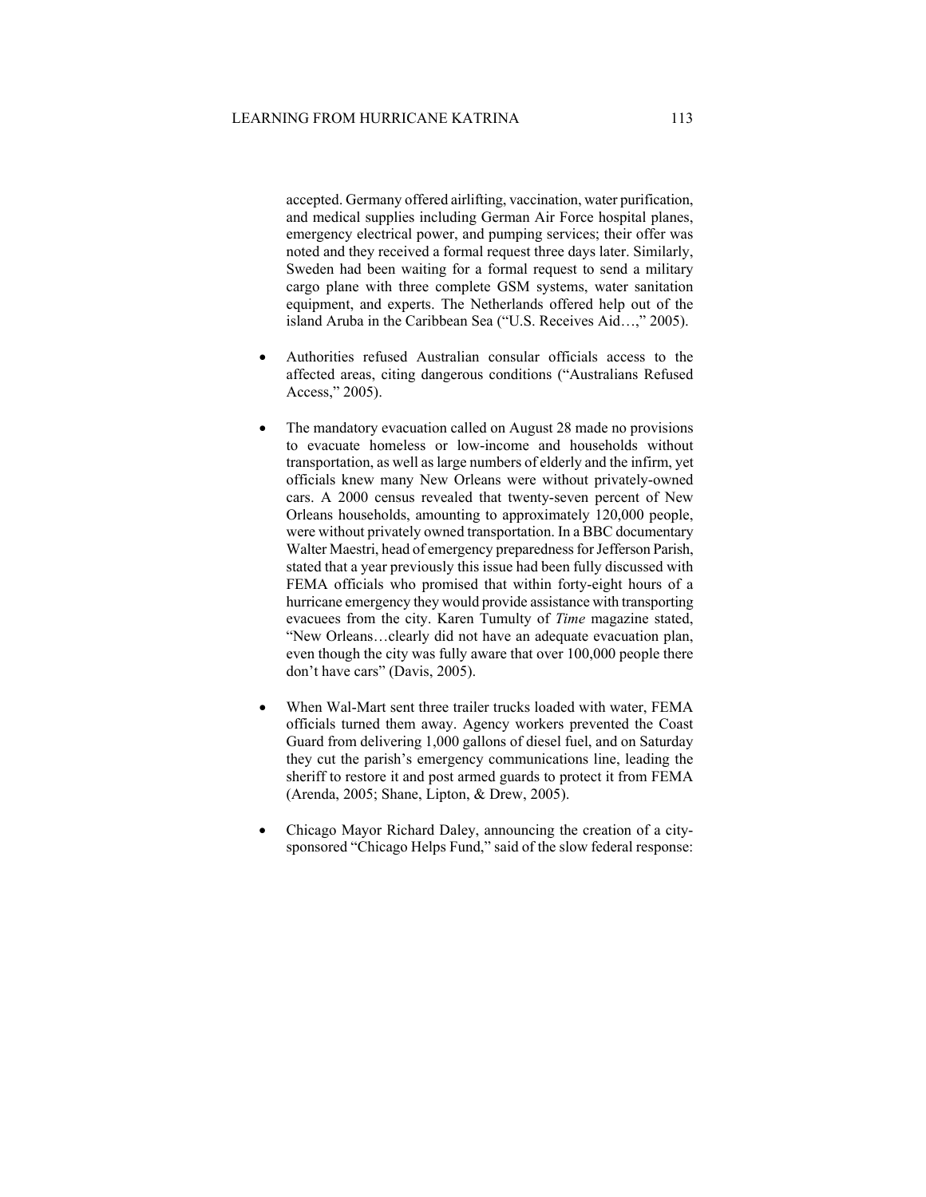accepted. Germany offered airlifting, vaccination, water purification, and medical supplies including German Air Force hospital planes, emergency electrical power, and pumping services; their offer was noted and they received a formal request three days later. Similarly, Sweden had been waiting for a formal request to send a military cargo plane with three complete GSM systems, water sanitation equipment, and experts. The Netherlands offered help out of the island Aruba in the Caribbean Sea ("U.S. Receives Aid…," 2005).

- Authorities refused Australian consular officials access to the affected areas, citing dangerous conditions ("Australians Refused Access," 2005).

- The mandatory evacuation called on August 28 made no provisions to evacuate homeless or low-income and households without transportation, as well as large numbers of elderly and the infirm, yet officials knew many New Orleans were without privately-owned cars. A 2000 census revealed that twenty-seven percent of New Orleans households, amounting to approximately 120,000 people, were without privately owned transportation. In a BBC documentary Walter Maestri, head of emergency preparedness for Jefferson Parish, stated that a year previously this issue had been fully discussed with FEMA officials who promised that within forty-eight hours of a hurricane emergency they would provide assistance with transporting evacuees from the city. Karen Tumulty of *Time* magazine stated, "New Orleans…clearly did not have an adequate evacuation plan, even though the city was fully aware that over 100,000 people there don't have cars" (Davis, 2005).

- When Wal-Mart sent three trailer trucks loaded with water, FEMA officials turned them away. Agency workers prevented the Coast Guard from delivering 1,000 gallons of diesel fuel, and on Saturday they cut the parish's emergency communications line, leading the sheriff to restore it and post armed guards to protect it from FEMA (Arenda, 2005; Shane, Lipton, & Drew, 2005).

- Chicago Mayor Richard Daley, announcing the creation of a city-sponsored "Chicago Helps Fund," said of the slow federal response: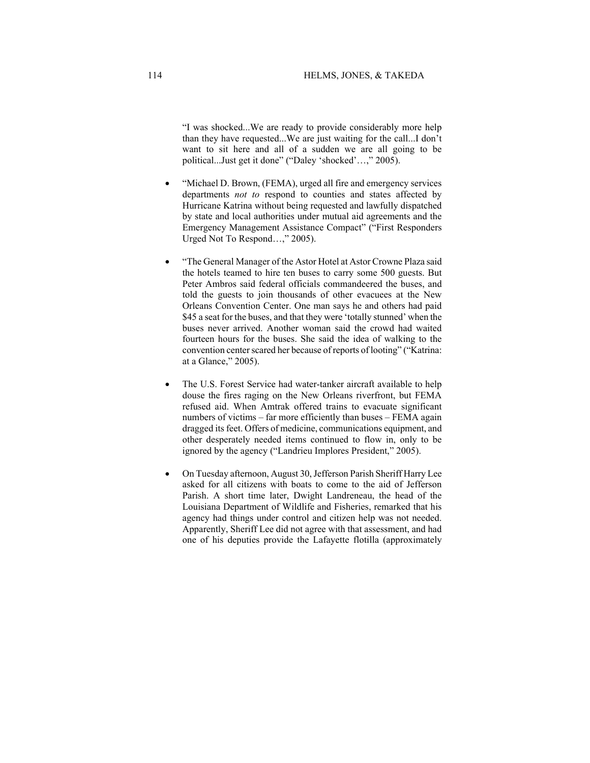"I was shocked...We are ready to provide considerably more help than they have requested...We are just waiting for the call...I don't want to sit here and all of a sudden we are all going to be political...Just get it done" ("Daley 'shocked'…," 2005).

- "Michael D. Brown, (FEMA), urged all fire and emergency services departments *not to* respond to counties and states affected by Hurricane Katrina without being requested and lawfully dispatched by state and local authorities under mutual aid agreements and the Emergency Management Assistance Compact" ("First Responders Urged Not To Respond…," 2005).

- "The General Manager of the Astor Hotel at Astor Crowne Plaza said the hotels teamed to hire ten buses to carry some 500 guests. But Peter Ambros said federal officials commandeered the buses, and told the guests to join thousands of other evacuees at the New Orleans Convention Center. One man says he and others had paid $45 a seat for the buses, and that they were 'totally stunned' when the buses never arrived. Another woman said the crowd had waited fourteen hours for the buses. She said the idea of walking to the convention center scared her because of reports of looting" ("Katrina: at a Glance," 2005).

- The U.S. Forest Service had water-tanker aircraft available to help douse the fires raging on the New Orleans riverfront, but FEMA refused aid. When Amtrak offered trains to evacuate significant numbers of victims – far more efficiently than buses – FEMA again dragged its feet. Offers of medicine, communications equipment, and other desperately needed items continued to flow in, only to be ignored by the agency ("Landrieu Implores President," 2005).

- On Tuesday afternoon, August 30, Jefferson Parish Sheriff Harry Lee asked for all citizens with boats to come to the aid of Jefferson Parish. A short time later, Dwight Landreneau, the head of the Louisiana Department of Wildlife and Fisheries, remarked that his agency had things under control and citizen help was not needed. Apparently, Sheriff Lee did not agree with that assessment, and had one of his deputies provide the Lafayette flotilla (approximately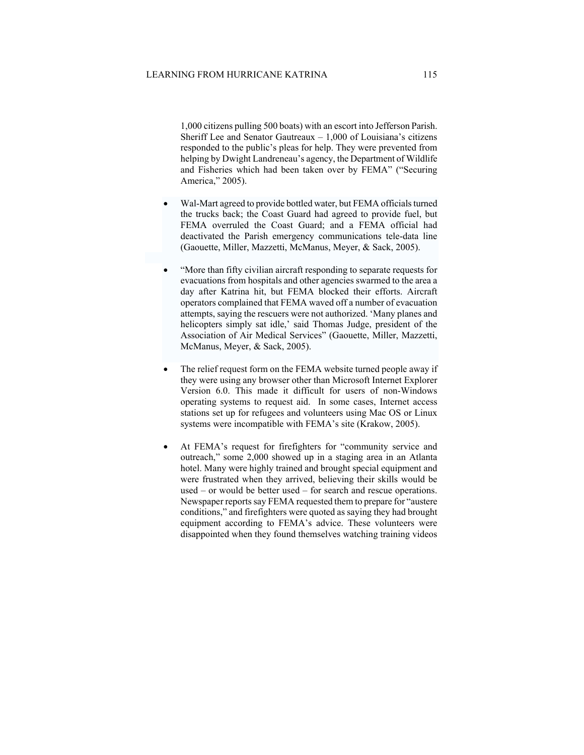1,000 citizens pulling 500 boats) with an escort into Jefferson Parish. Sheriff Lee and Senator Gautreaux – 1,000 of Louisiana's citizens responded to the public's pleas for help. They were prevented from helping by Dwight Landreneau's agency, the Department of Wildlife and Fisheries which had been taken over by FEMA" ("Securing America," 2005).

- Wal-Mart agreed to provide bottled water, but FEMA officials turned the trucks back; the Coast Guard had agreed to provide fuel, but FEMA overruled the Coast Guard; and a FEMA official had deactivated the Parish emergency communications tele-data line (Gaouette, Miller, Mazzetti, McManus, Meyer, & Sack, 2005).

- "More than fifty civilian aircraft responding to separate requests for evacuations from hospitals and other agencies swarmed to the area a day after Katrina hit, but FEMA blocked their efforts. Aircraft operators complained that FEMA waved off a number of evacuation attempts, saying the rescuers were not authorized. 'Many planes and helicopters simply sat idle,' said Thomas Judge, president of the Association of Air Medical Services" (Gaouette, Miller, Mazzetti, McManus, Meyer, & Sack, 2005).

- The relief request form on the FEMA website turned people away if they were using any browser other than Microsoft Internet Explorer Version 6.0. This made it difficult for users of non-Windows operating systems to request aid. In some cases, Internet access stations set up for refugees and volunteers using Mac OS or Linux systems were incompatible with FEMA's site (Krakow, 2005).

- At FEMA's request for firefighters for "community service and outreach," some 2,000 showed up in a staging area in an Atlanta hotel. Many were highly trained and brought special equipment and were frustrated when they arrived, believing their skills would be used – or would be better used – for search and rescue operations. Newspaper reports say FEMA requested them to prepare for "austere conditions," and firefighters were quoted as saying they had brought equipment according to FEMA's advice. These volunteers were disappointed when they found themselves watching training videos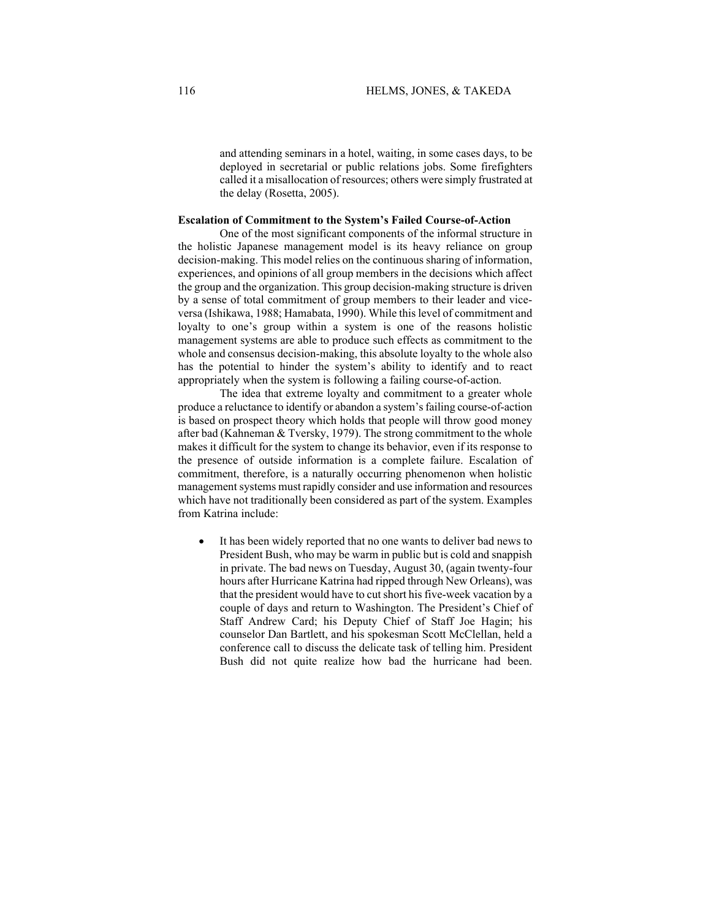> and attending seminars in a hotel, waiting, in some cases days, to be deployed in secretarial or public relations jobs. Some firefighters called it a misallocation of resources; others were simply frustrated at the delay (Rosetta, 2005).

**Escalation of Commitment to the System's Failed Course-of-Action**

One of the most significant components of the informal structure in the holistic Japanese management model is its heavy reliance on group decision-making. This model relies on the continuous sharing of information, experiences, and opinions of all group members in the decisions which affect the group and the organization. This group decision-making structure is driven by a sense of total commitment of group members to their leader and vice-versa (Ishikawa, 1988; Hamabata, 1990). While this level of commitment and loyalty to one's group within a system is one of the reasons holistic management systems are able to produce such effects as commitment to the whole and consensus decision-making, this absolute loyalty to the whole also has the potential to hinder the system's ability to identify and to react appropriately when the system is following a failing course-of-action.

The idea that extreme loyalty and commitment to a greater whole produce a reluctance to identify or abandon a system's failing course-of-action is based on prospect theory which holds that people will throw good money after bad (Kahneman & Tversky, 1979). The strong commitment to the whole makes it difficult for the system to change its behavior, even if its response to the presence of outside information is a complete failure. Escalation of commitment, therefore, is a naturally occurring phenomenon when holistic management systems must rapidly consider and use information and resources which have not traditionally been considered as part of the system. Examples from Katrina include:

- It has been widely reported that no one wants to deliver bad news to President Bush, who may be warm in public but is cold and snappish in private. The bad news on Tuesday, August 30, (again twenty-four hours after Hurricane Katrina had ripped through New Orleans), was that the president would have to cut short his five-week vacation by a couple of days and return to Washington. The President's Chief of Staff Andrew Card; his Deputy Chief of Staff Joe Hagin; his counselor Dan Bartlett, and his spokesman Scott McClellan, held a conference call to discuss the delicate task of telling him. President Bush did not quite realize how bad the hurricane had been.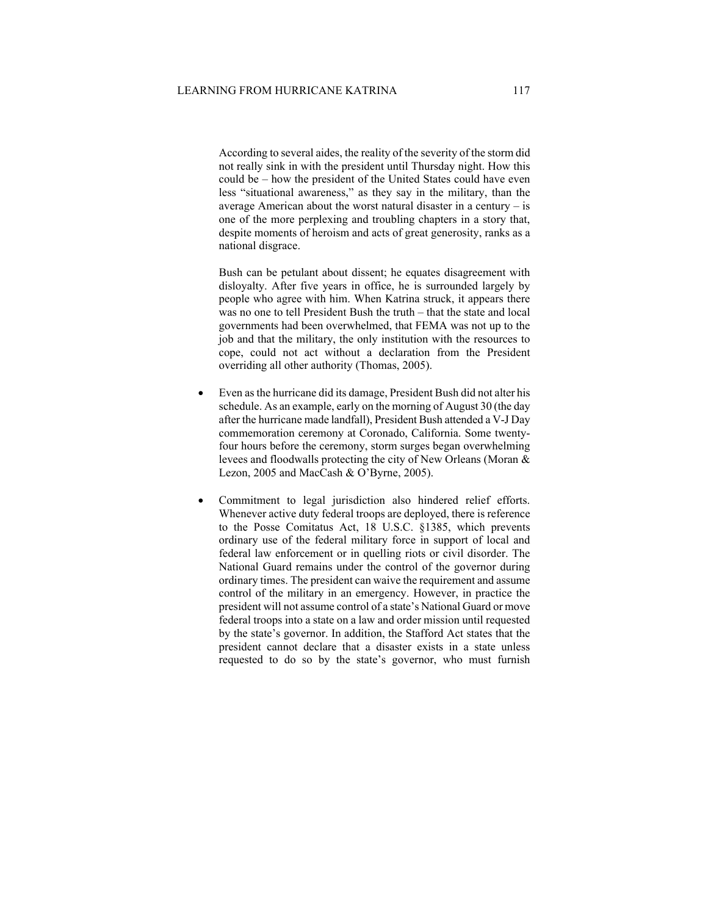According to several aides, the reality of the severity of the storm did not really sink in with the president until Thursday night. How this could be – how the president of the United States could have even less "situational awareness," as they say in the military, than the average American about the worst natural disaster in a century – is one of the more perplexing and troubling chapters in a story that, despite moments of heroism and acts of great generosity, ranks as a national disgrace.

Bush can be petulant about dissent; he equates disagreement with disloyalty. After five years in office, he is surrounded largely by people who agree with him. When Katrina struck, it appears there was no one to tell President Bush the truth – that the state and local governments had been overwhelmed, that FEMA was not up to the job and that the military, the only institution with the resources to cope, could not act without a declaration from the President overriding all other authority (Thomas, 2005).

- Even as the hurricane did its damage, President Bush did not alter his schedule. As an example, early on the morning of August 30 (the day after the hurricane made landfall), President Bush attended a V-J Day commemoration ceremony at Coronado, California. Some twenty-four hours before the ceremony, storm surges began overwhelming levees and floodwalls protecting the city of New Orleans (Moran & Lezon, 2005 and MacCash & O'Byrne, 2005).
- Commitment to legal jurisdiction also hindered relief efforts. Whenever active duty federal troops are deployed, there is reference to the Posse Comitatus Act, 18 U.S.C. §1385, which prevents ordinary use of the federal military force in support of local and federal law enforcement or in quelling riots or civil disorder. The National Guard remains under the control of the governor during ordinary times. The president can waive the requirement and assume control of the military in an emergency. However, in practice the president will not assume control of a state's National Guard or move federal troops into a state on a law and order mission until requested by the state's governor. In addition, the Stafford Act states that the president cannot declare that a disaster exists in a state unless requested to do so by the state's governor, who must furnish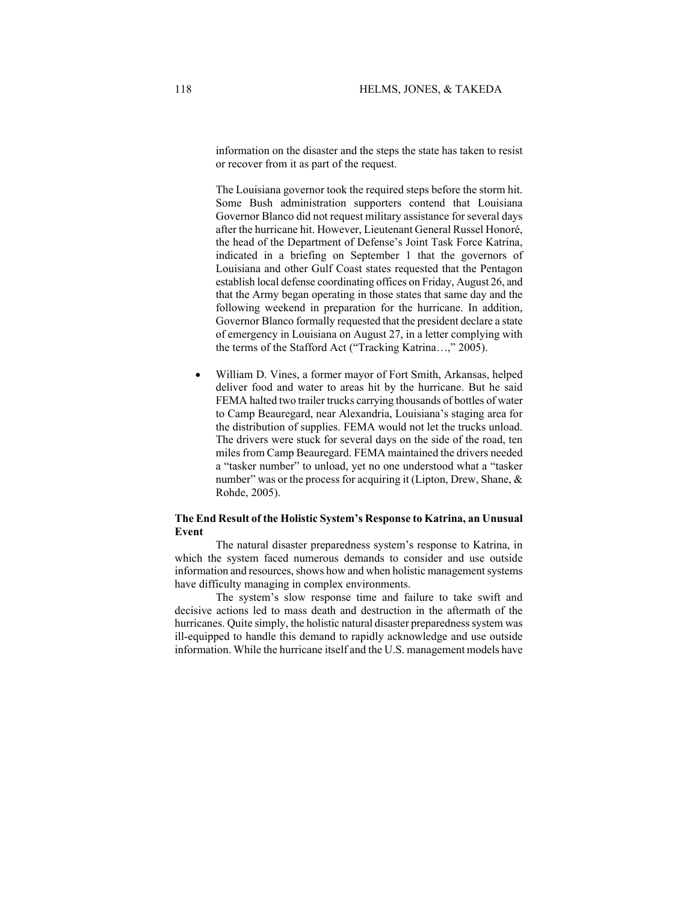information on the disaster and the steps the state has taken to resist or recover from it as part of the request.

The Louisiana governor took the required steps before the storm hit. Some Bush administration supporters contend that Louisiana Governor Blanco did not request military assistance for several days after the hurricane hit. However, Lieutenant General Russel Honoré, the head of the Department of Defense's Joint Task Force Katrina, indicated in a briefing on September 1 that the governors of Louisiana and other Gulf Coast states requested that the Pentagon establish local defense coordinating offices on Friday, August 26, and that the Army began operating in those states that same day and the following weekend in preparation for the hurricane. In addition, Governor Blanco formally requested that the president declare a state of emergency in Louisiana on August 27, in a letter complying with the terms of the Stafford Act ("Tracking Katrina…," 2005).

- William D. Vines, a former mayor of Fort Smith, Arkansas, helped deliver food and water to areas hit by the hurricane. But he said FEMA halted two trailer trucks carrying thousands of bottles of water to Camp Beauregard, near Alexandria, Louisiana's staging area for the distribution of supplies. FEMA would not let the trucks unload. The drivers were stuck for several days on the side of the road, ten miles from Camp Beauregard. FEMA maintained the drivers needed a "tasker number" to unload, yet no one understood what a "tasker number" was or the process for acquiring it (Lipton, Drew, Shane, & Rohde, 2005).

**The End Result of the Holistic System's Response to Katrina, an Unusual Event**

The natural disaster preparedness system's response to Katrina, in which the system faced numerous demands to consider and use outside information and resources, shows how and when holistic management systems have difficulty managing in complex environments.

The system's slow response time and failure to take swift and decisive actions led to mass death and destruction in the aftermath of the hurricanes. Quite simply, the holistic natural disaster preparedness system was ill-equipped to handle this demand to rapidly acknowledge and use outside information. While the hurricane itself and the U.S. management models have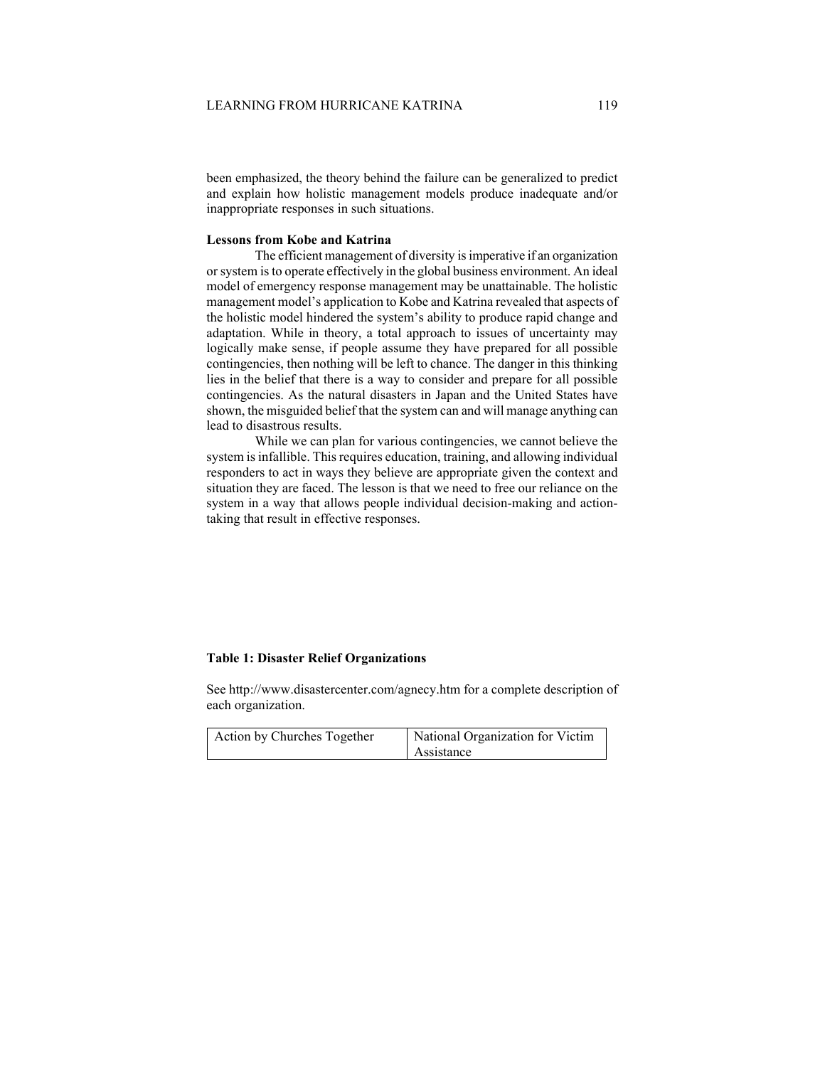been emphasized, the theory behind the failure can be generalized to predict and explain how holistic management models produce inadequate and/or inappropriate responses in such situations.

**Lessons from Kobe and Katrina**

The efficient management of diversity is imperative if an organization or system is to operate effectively in the global business environment. An ideal model of emergency response management may be unattainable. The holistic management model's application to Kobe and Katrina revealed that aspects of the holistic model hindered the system's ability to produce rapid change and adaptation. While in theory, a total approach to issues of uncertainty may logically make sense, if people assume they have prepared for all possible contingencies, then nothing will be left to chance. The danger in this thinking lies in the belief that there is a way to consider and prepare for all possible contingencies. As the natural disasters in Japan and the United States have shown, the misguided belief that the system can and will manage anything can lead to disastrous results.

While we can plan for various contingencies, we cannot believe the system is infallible. This requires education, training, and allowing individual responders to act in ways they believe are appropriate given the context and situation they are faced. The lesson is that we need to free our reliance on the system in a way that allows people individual decision-making and action-taking that result in effective responses.

**Table 1: Disaster Relief Organizations**

See http://www.disastercenter.com/agnecy.htm for a complete description of each organization.

| Action by Churches Together | National Organization for Victim Assistance |
|---|---|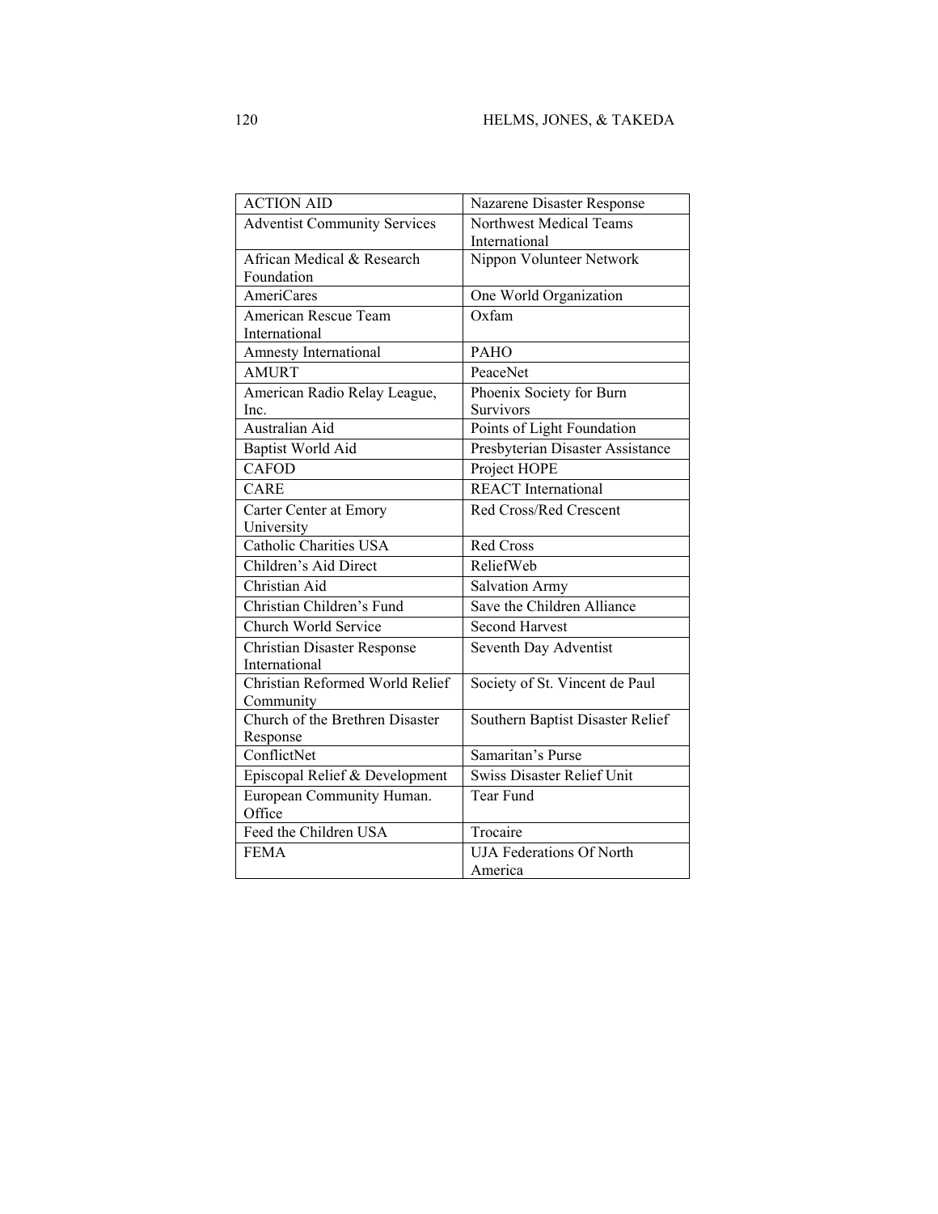| ACTION AID | Nazarene Disaster Response |
|---|---|
| Adventist Community Services | Northwest Medical Teams International |
| African Medical & Research Foundation | Nippon Volunteer Network |
| AmeriCares | One World Organization |
| American Rescue Team International | Oxfam |
| Amnesty International | PAHO |
| AMURT | PeaceNet |
| American Radio Relay League, Inc. | Phoenix Society for Burn Survivors |
| Australian Aid | Points of Light Foundation |
| Baptist World Aid | Presbyterian Disaster Assistance |
| CAFOD | Project HOPE |
| CARE | REACT International |
| Carter Center at Emory University | Red Cross/Red Crescent |
| Catholic Charities USA | Red Cross |
| Children's Aid Direct | ReliefWeb |
| Christian Aid | Salvation Army |
| Christian Children's Fund | Save the Children Alliance |
| Church World Service | Second Harvest |
| Christian Disaster Response International | Seventh Day Adventist |
| Christian Reformed World Relief Community | Society of St. Vincent de Paul |
| Church of the Brethren Disaster Response | Southern Baptist Disaster Relief |
| ConflictNet | Samaritan's Purse |
| Episcopal Relief & Development | Swiss Disaster Relief Unit |
| European Community Human. Office | Tear Fund |
| Feed the Children USA | Trocaire |
| FEMA | UJA Federations Of North America |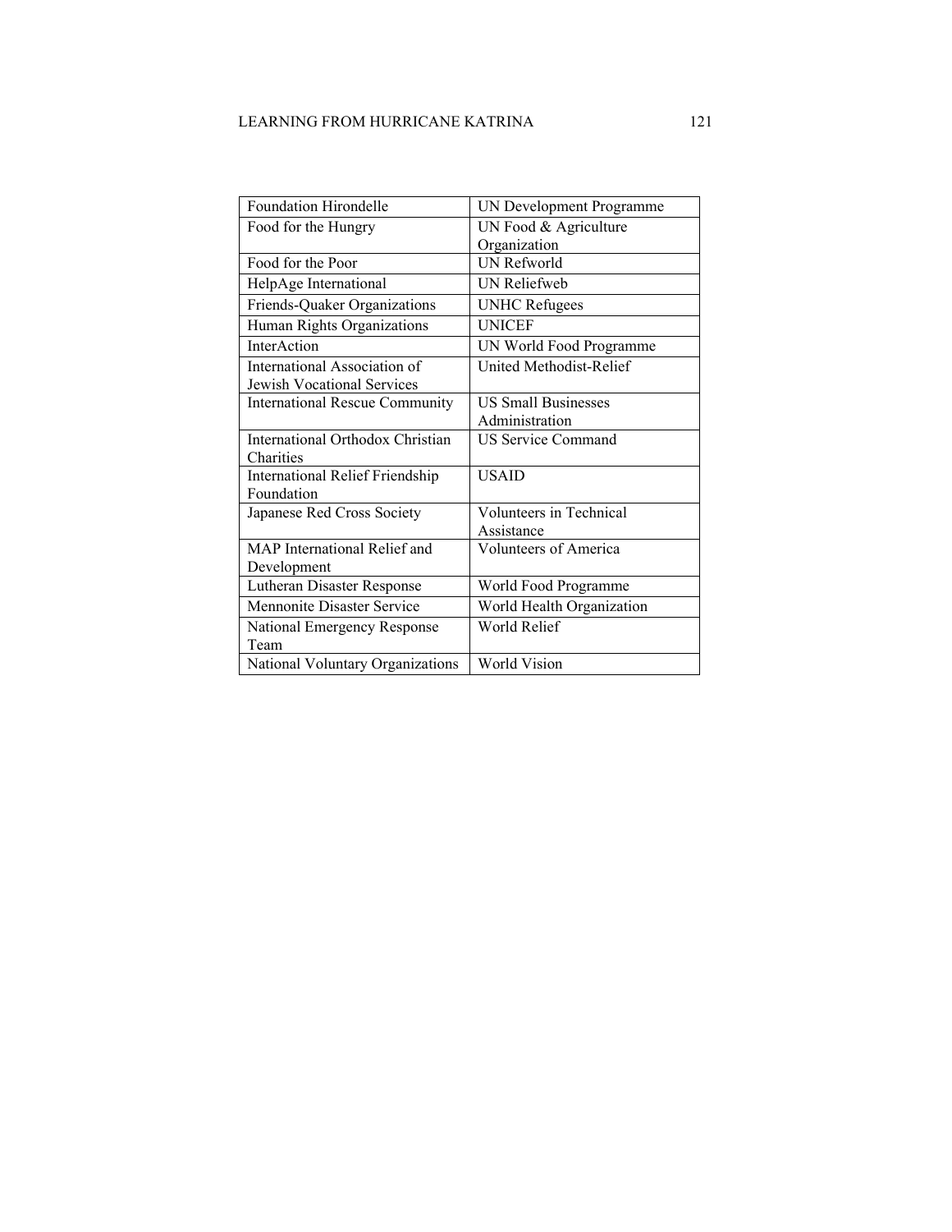| Foundation Hirondelle | UN Development Programme |
| --- | --- |
| Food for the Hungry | UN Food & Agriculture Organization |
| Food for the Poor | UN Refworld |
| HelpAge International | UN Reliefweb |
| Friends-Quaker Organizations | UNHC Refugees |
| Human Rights Organizations | UNICEF |
| InterAction | UN World Food Programme |
| International Association of Jewish Vocational Services | United Methodist-Relief |
| International Rescue Community | US Small Businesses Administration |
| International Orthodox Christian Charities | US Service Command |
| International Relief Friendship Foundation | USAID |
| Japanese Red Cross Society | Volunteers in Technical Assistance |
| MAP International Relief and Development | Volunteers of America |
| Lutheran Disaster Response | World Food Programme |
| Mennonite Disaster Service | World Health Organization |
| National Emergency Response Team | World Relief |
| National Voluntary Organizations | World Vision |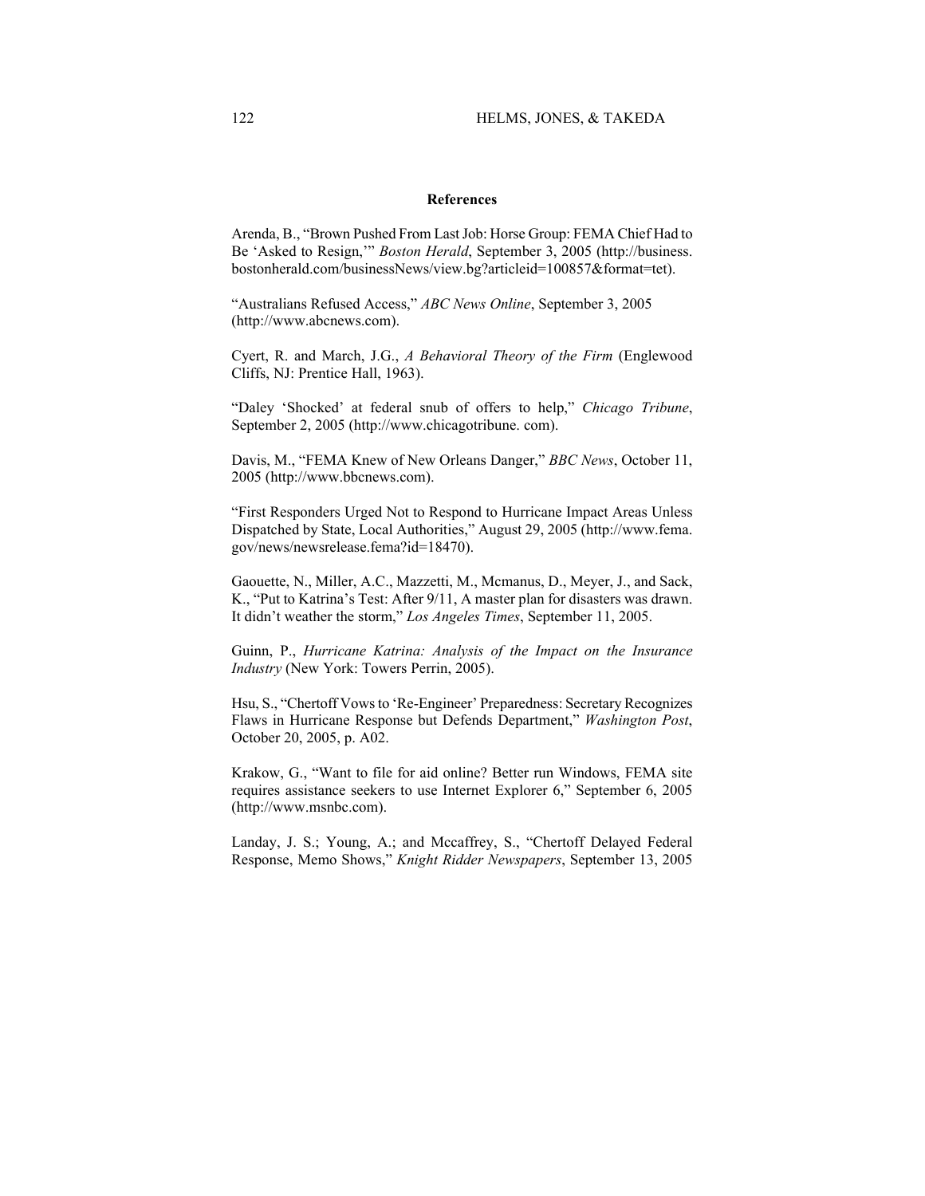## References

Arenda, B., "Brown Pushed From Last Job: Horse Group: FEMA Chief Had to Be 'Asked to Resign,'" *Boston Herald*, September 3, 2005 (http://business.bostonherald.com/businessNews/view.bg?articleid=100857&format=tet).

"Australians Refused Access," *ABC News Online*, September 3, 2005 (http://www.abcnews.com).

Cyert, R. and March, J.G., *A Behavioral Theory of the Firm* (Englewood Cliffs, NJ: Prentice Hall, 1963).

"Daley 'Shocked' at federal snub of offers to help," *Chicago Tribune*, September 2, 2005 (http://www.chicagotribune. com).

Davis, M., "FEMA Knew of New Orleans Danger," *BBC News*, October 11, 2005 (http://www.bbcnews.com).

"First Responders Urged Not to Respond to Hurricane Impact Areas Unless Dispatched by State, Local Authorities," August 29, 2005 (http://www.fema.gov/news/newsrelease.fema?id=18470).

Gaouette, N., Miller, A.C., Mazzetti, M., Mcmanus, D., Meyer, J., and Sack, K., "Put to Katrina's Test: After 9/11, A master plan for disasters was drawn. It didn't weather the storm," *Los Angeles Times*, September 11, 2005.

Guinn, P., *Hurricane Katrina: Analysis of the Impact on the Insurance Industry* (New York: Towers Perrin, 2005).

Hsu, S., "Chertoff Vows to 'Re-Engineer' Preparedness: Secretary Recognizes Flaws in Hurricane Response but Defends Department," *Washington Post*, October 20, 2005, p. A02.

Krakow, G., "Want to file for aid online? Better run Windows, FEMA site requires assistance seekers to use Internet Explorer 6," September 6, 2005 (http://www.msnbc.com).

Landay, J. S.; Young, A.; and Mccaffrey, S., "Chertoff Delayed Federal Response, Memo Shows," *Knight Ridder Newspapers*, September 13, 2005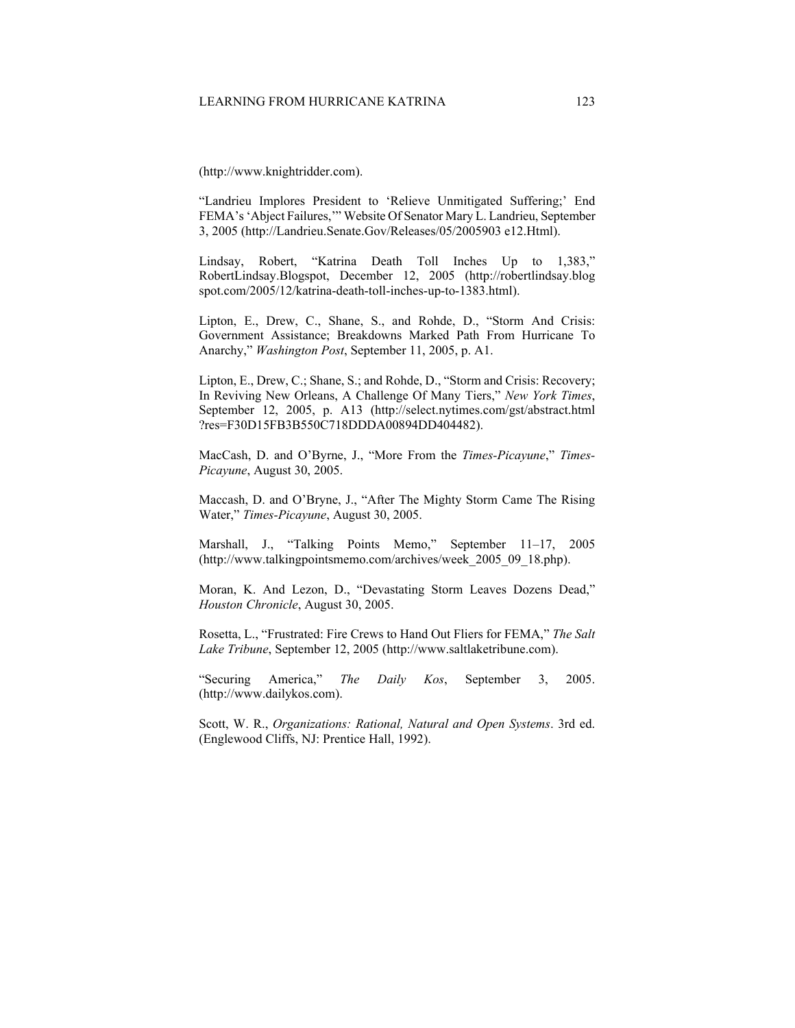(http://www.knightridder.com).

"Landrieu Implores President to 'Relieve Unmitigated Suffering;' End FEMA's 'Abject Failures,'" Website Of Senator Mary L. Landrieu, September 3, 2005 (http://Landrieu.Senate.Gov/Releases/05/2005903 e12.Html).

Lindsay, Robert, "Katrina Death Toll Inches Up to 1,383," RobertLindsay.Blogspot, December 12, 2005 (http://robertlindsay.blogspot.com/2005/12/katrina-death-toll-inches-up-to-1383.html).

Lipton, E., Drew, C., Shane, S., and Rohde, D., "Storm And Crisis: Government Assistance; Breakdowns Marked Path From Hurricane To Anarchy," *Washington Post*, September 11, 2005, p. A1.

Lipton, E., Drew, C.; Shane, S.; and Rohde, D., "Storm and Crisis: Recovery; In Reviving New Orleans, A Challenge Of Many Tiers," *New York Times*, September 12, 2005, p. A13 (http://select.nytimes.com/gst/abstract.html?res=F30D15FB3B550C718DDDA00894DD404482).

MacCash, D. and O'Byrne, J., "More From the *Times-Picayune*," *Times-Picayune*, August 30, 2005.

Maccash, D. and O'Bryne, J., "After The Mighty Storm Came The Rising Water," *Times-Picayune*, August 30, 2005.

Marshall, J., "Talking Points Memo," September 11–17, 2005 (http://www.talkingpointsmemo.com/archives/week_2005_09_18.php).

Moran, K. And Lezon, D., "Devastating Storm Leaves Dozens Dead," *Houston Chronicle*, August 30, 2005.

Rosetta, L., "Frustrated: Fire Crews to Hand Out Fliers for FEMA," *The Salt Lake Tribune*, September 12, 2005 (http://www.saltlaketribune.com).

"Securing America," *The Daily Kos*, September 3, 2005. (http://www.dailykos.com).

Scott, W. R., *Organizations: Rational, Natural and Open Systems*. 3rd ed. (Englewood Cliffs, NJ: Prentice Hall, 1992).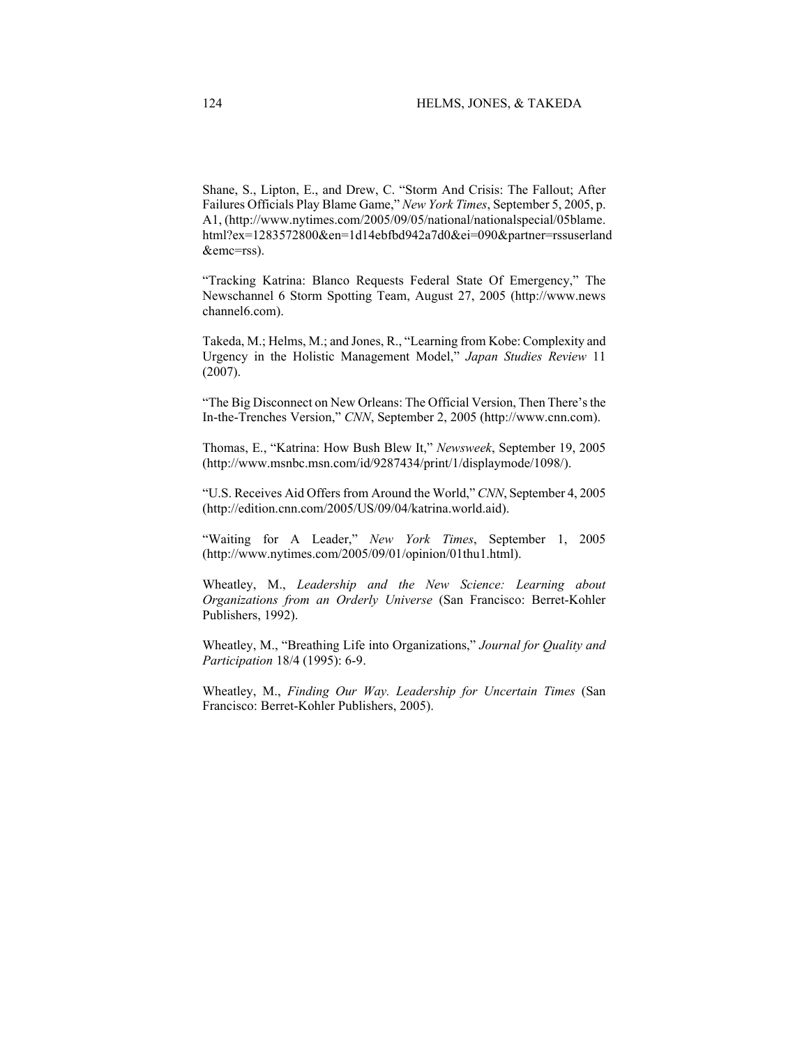Shane, S., Lipton, E., and Drew, C. "Storm And Crisis: The Fallout; After Failures Officials Play Blame Game," *New York Times*, September 5, 2005, p. A1, (http://www.nytimes.com/2005/09/05/national/nationalspecial/05blame.html?ex=1283572800&en=1d14ebfbd942a7d0&ei=090&partner=rssuserland&emc=rss).

"Tracking Katrina: Blanco Requests Federal State Of Emergency," The Newschannel 6 Storm Spotting Team, August 27, 2005 (http://www.newschannel6.com).

Takeda, M.; Helms, M.; and Jones, R., "Learning from Kobe: Complexity and Urgency in the Holistic Management Model," *Japan Studies Review* 11 (2007).

"The Big Disconnect on New Orleans: The Official Version, Then There's the In-the-Trenches Version," *CNN*, September 2, 2005 (http://www.cnn.com).

Thomas, E., "Katrina: How Bush Blew It," *Newsweek*, September 19, 2005 (http://www.msnbc.msn.com/id/9287434/print/1/displaymode/1098/).

"U.S. Receives Aid Offers from Around the World," *CNN*, September 4, 2005 (http://edition.cnn.com/2005/US/09/04/katrina.world.aid).

"Waiting for A Leader," *New York Times*, September 1, 2005 (http://www.nytimes.com/2005/09/01/opinion/01thu1.html).

Wheatley, M., *Leadership and the New Science: Learning about Organizations from an Orderly Universe* (San Francisco: Berret-Kohler Publishers, 1992).

Wheatley, M., "Breathing Life into Organizations," *Journal for Quality and Participation* 18/4 (1995): 6-9.

Wheatley, M., *Finding Our Way. Leadership for Uncertain Times* (San Francisco: Berret-Kohler Publishers, 2005).